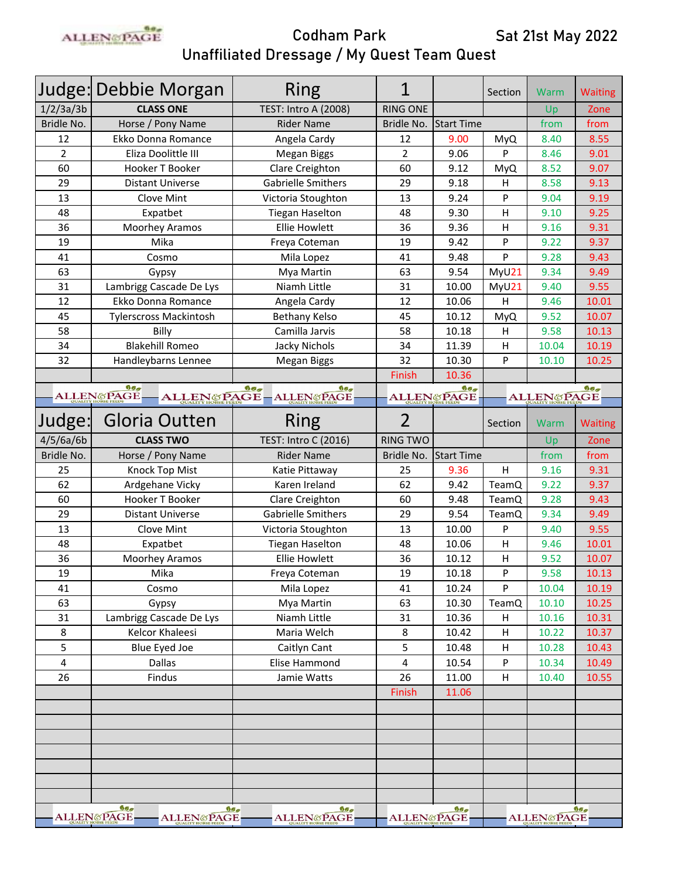# Codham Park — Sat 21st May 2022

## Unaffiliated Dressage / My Quest Team Quest

| Judge: | Debbie Morgan | Ring | 1 | | Section | Warm | Waiting |
|---|---|---|---|---|---|---|---|
| 1/2/3a/3b | **CLASS ONE** | TEST: Intro A (2008) | RING ONE | | | Up | Zone |
| Bridle No. | Horse / Pony Name | Rider Name | Bridle No. | Start Time | | from | from |
| 12 | Ekko Donna Romance | Angela Cardy | 12 | 9.00 | MyQ | 8.40 | 8.55 |
| 2 | Eliza Doolittle III | Megan Biggs | 2 | 9.06 | P | 8.46 | 9.01 |
| 60 | Hooker T Booker | Clare Creighton | 60 | 9.12 | MyQ | 8.52 | 9.07 |
| 29 | Distant Universe | Gabrielle Smithers | 29 | 9.18 | H | 8.58 | 9.13 |
| 13 | Clove Mint | Victoria Stoughton | 13 | 9.24 | P | 9.04 | 9.19 |
| 48 | Expatbet | Tiegan Haselton | 48 | 9.30 | H | 9.10 | 9.25 |
| 36 | Moorhey Aramos | Ellie Howlett | 36 | 9.36 | H | 9.16 | 9.31 |
| 19 | Mika | Freya Coteman | 19 | 9.42 | P | 9.22 | 9.37 |
| 41 | Cosmo | Mila Lopez | 41 | 9.48 | P | 9.28 | 9.43 |
| 63 | Gypsy | Mya Martin | 63 | 9.54 | MyU21 | 9.34 | 9.49 |
| 31 | Lambrigg Cascade De Lys | Niamh Little | 31 | 10.00 | MyU21 | 9.40 | 9.55 |
| 12 | Ekko Donna Romance | Angela Cardy | 12 | 10.06 | H | 9.46 | 10.01 |
| 45 | Tylerscross Mackintosh | Bethany Kelso | 45 | 10.12 | MyQ | 9.52 | 10.07 |
| 58 | Billy | Camilla Jarvis | 58 | 10.18 | H | 9.58 | 10.13 |
| 34 | Blakehill Romeo | Jacky Nichols | 34 | 11.39 | H | 10.04 | 10.19 |
| 32 | Handleybarns Lennee | Megan Biggs | 32 | 10.30 | P | 10.10 | 10.25 |
| | | | Finish | 10.36 | | | |

| Judge: | Gloria Outten | Ring | 2 | | Section | Warm | Waiting |
|---|---|---|---|---|---|---|---|
| 4/5/6a/6b | **CLASS TWO** | TEST: Intro C (2016) | RING TWO | | | Up | Zone |
| Bridle No. | Horse / Pony Name | Rider Name | Bridle No. | Start Time | | from | from |
| 25 | Knock Top Mist | Katie Pittaway | 25 | 9.36 | H | 9.16 | 9.31 |
| 62 | Ardgehane Vicky | Karen Ireland | 62 | 9.42 | TeamQ | 9.22 | 9.37 |
| 60 | Hooker T Booker | Clare Creighton | 60 | 9.48 | TeamQ | 9.28 | 9.43 |
| 29 | Distant Universe | Gabrielle Smithers | 29 | 9.54 | TeamQ | 9.34 | 9.49 |
| 13 | Clove Mint | Victoria Stoughton | 13 | 10.00 | P | 9.40 | 9.55 |
| 48 | Expatbet | Tiegan Haselton | 48 | 10.06 | H | 9.46 | 10.01 |
| 36 | Moorhey Aramos | Ellie Howlett | 36 | 10.12 | H | 9.52 | 10.07 |
| 19 | Mika | Freya Coteman | 19 | 10.18 | P | 9.58 | 10.13 |
| 41 | Cosmo | Mila Lopez | 41 | 10.24 | P | 10.04 | 10.19 |
| 63 | Gypsy | Mya Martin | 63 | 10.30 | TeamQ | 10.10 | 10.25 |
| 31 | Lambrigg Cascade De Lys | Niamh Little | 31 | 10.36 | H | 10.16 | 10.31 |
| 8 | Kelcor Khaleesi | Maria Welch | 8 | 10.42 | H | 10.22 | 10.37 |
| 5 | Blue Eyed Joe | Caitlyn Cant | 5 | 10.48 | H | 10.28 | 10.43 |
| 4 | Dallas | Elise Hammond | 4 | 10.54 | P | 10.34 | 10.49 |
| 26 | Findus | Jamie Watts | 26 | 11.00 | H | 10.40 | 10.55 |
| | | | Finish | 11.06 | | | |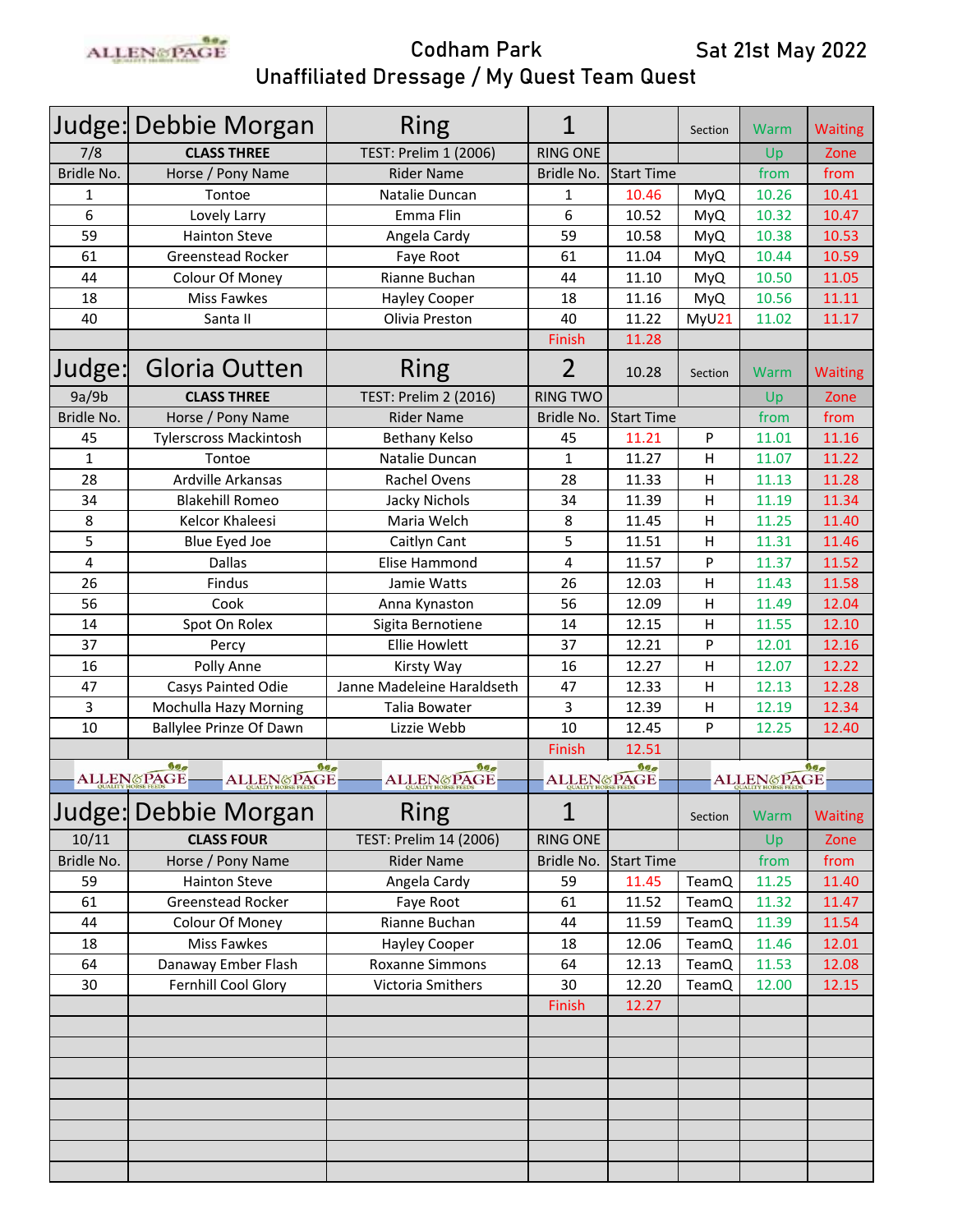# Codham Park — Sat 21st May 2022

## Unaffiliated Dressage / My Quest Team Quest

| Judge: | Debbie Morgan | Ring | 1 | | Section | Warm | Waiting |
|---|---|---|---|---|---|---|---|
| 7/8 | **CLASS THREE** | TEST: Prelim 1 (2006) | RING ONE | | | Up | Zone |
| Bridle No. | Horse / Pony Name | Rider Name | Bridle No. | Start Time | | from | from |
| 1 | Tontoe | Natalie Duncan | 1 | 10.46 | MyQ | 10.26 | 10.41 |
| 6 | Lovely Larry | Emma Flin | 6 | 10.52 | MyQ | 10.32 | 10.47 |
| 59 | Hainton Steve | Angela Cardy | 59 | 10.58 | MyQ | 10.38 | 10.53 |
| 61 | Greenstead Rocker | Faye Root | 61 | 11.04 | MyQ | 10.44 | 10.59 |
| 44 | Colour Of Money | Rianne Buchan | 44 | 11.10 | MyQ | 10.50 | 11.05 |
| 18 | Miss Fawkes | Hayley Cooper | 18 | 11.16 | MyQ | 10.56 | 11.11 |
| 40 | Santa II | Olivia Preston | 40 | 11.22 | MyU21 | 11.02 | 11.17 |
| | | | Finish | 11.28 | | | |

| Judge: | Gloria Outten | Ring | 2 | 10.28 | Section | Warm | Waiting |
|---|---|---|---|---|---|---|---|
| 9a/9b | **CLASS THREE** | TEST: Prelim 2 (2016) | RING TWO | | | Up | Zone |
| Bridle No. | Horse / Pony Name | Rider Name | Bridle No. | Start Time | | from | from |
| 45 | Tylerscross Mackintosh | Bethany Kelso | 45 | 11.21 | P | 11.01 | 11.16 |
| 1 | Tontoe | Natalie Duncan | 1 | 11.27 | H | 11.07 | 11.22 |
| 28 | Ardville Arkansas | Rachel Ovens | 28 | 11.33 | H | 11.13 | 11.28 |
| 34 | Blakehill Romeo | Jacky Nichols | 34 | 11.39 | H | 11.19 | 11.34 |
| 8 | Kelcor Khaleesi | Maria Welch | 8 | 11.45 | H | 11.25 | 11.40 |
| 5 | Blue Eyed Joe | Caitlyn Cant | 5 | 11.51 | H | 11.31 | 11.46 |
| 4 | Dallas | Elise Hammond | 4 | 11.57 | P | 11.37 | 11.52 |
| 26 | Findus | Jamie Watts | 26 | 12.03 | H | 11.43 | 11.58 |
| 56 | Cook | Anna Kynaston | 56 | 12.09 | H | 11.49 | 12.04 |
| 14 | Spot On Rolex | Sigita Bernotiene | 14 | 12.15 | H | 11.55 | 12.10 |
| 37 | Percy | Ellie Howlett | 37 | 12.21 | P | 12.01 | 12.16 |
| 16 | Polly Anne | Kirsty Way | 16 | 12.27 | H | 12.07 | 12.22 |
| 47 | Casys Painted Odie | Janne Madeleine Haraldseth | 47 | 12.33 | H | 12.13 | 12.28 |
| 3 | Mochulla Hazy Morning | Talia Bowater | 3 | 12.39 | H | 12.19 | 12.34 |
| 10 | Ballylee Prinze Of Dawn | Lizzie Webb | 10 | 12.45 | P | 12.25 | 12.40 |
| | | | Finish | 12.51 | | | |

| Judge: | Debbie Morgan | Ring | 1 | | Section | Warm | Waiting |
|---|---|---|---|---|---|---|---|
| 10/11 | **CLASS FOUR** | TEST: Prelim 14 (2006) | RING ONE | | | Up | Zone |
| Bridle No. | Horse / Pony Name | Rider Name | Bridle No. | Start Time | | from | from |
| 59 | Hainton Steve | Angela Cardy | 59 | 11.45 | TeamQ | 11.25 | 11.40 |
| 61 | Greenstead Rocker | Faye Root | 61 | 11.52 | TeamQ | 11.32 | 11.47 |
| 44 | Colour Of Money | Rianne Buchan | 44 | 11.59 | TeamQ | 11.39 | 11.54 |
| 18 | Miss Fawkes | Hayley Cooper | 18 | 12.06 | TeamQ | 11.46 | 12.01 |
| 64 | Danaway Ember Flash | Roxanne Simmons | 64 | 12.13 | TeamQ | 11.53 | 12.08 |
| 30 | Fernhill Cool Glory | Victoria Smithers | 30 | 12.20 | TeamQ | 12.00 | 12.15 |
| | | | Finish | 12.27 | | | |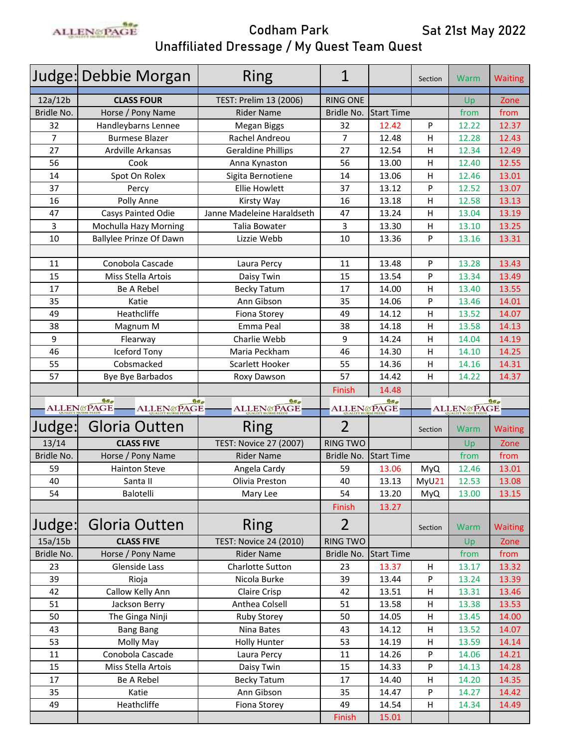# Codham Park

## Unaffiliated Dressage / My Quest Team Quest

Sat 21st May 2022

| Judge: | Debbie Morgan | Ring | 1 | | Section | Warm | Waiting |
|---|---|---|---|---|---|---|---|
| 12a/12b | **CLASS FOUR** | TEST: Prelim 13 (2006) | RING ONE | | | Up | Zone |
| Bridle No. | Horse / Pony Name | Rider Name | Bridle No. | Start Time | | from | from |
| 32 | Handleybarns Lennee | Megan Biggs | 32 | 12.42 | P | 12.22 | 12.37 |
| 7 | Burmese Blazer | Rachel Andreou | 7 | 12.48 | H | 12.28 | 12.43 |
| 27 | Ardville Arkansas | Geraldine Phillips | 27 | 12.54 | H | 12.34 | 12.49 |
| 56 | Cook | Anna Kynaston | 56 | 13.00 | H | 12.40 | 12.55 |
| 14 | Spot On Rolex | Sigita Bernotiene | 14 | 13.06 | H | 12.46 | 13.01 |
| 37 | Percy | Ellie Howlett | 37 | 13.12 | P | 12.52 | 13.07 |
| 16 | Polly Anne | Kirsty Way | 16 | 13.18 | H | 12.58 | 13.13 |
| 47 | Casys Painted Odie | Janne Madeleine Haraldseth | 47 | 13.24 | H | 13.04 | 13.19 |
| 3 | Mochulla Hazy Morning | Talia Bowater | 3 | 13.30 | H | 13.10 | 13.25 |
| 10 | Ballylee Prinze Of Dawn | Lizzie Webb | 10 | 13.36 | P | 13.16 | 13.31 |
| | | | | | | | |
| 11 | Conobola Cascade | Laura Percy | 11 | 13.48 | P | 13.28 | 13.43 |
| 15 | Miss Stella Artois | Daisy Twin | 15 | 13.54 | P | 13.34 | 13.49 |
| 17 | Be A Rebel | Becky Tatum | 17 | 14.00 | H | 13.40 | 13.55 |
| 35 | Katie | Ann Gibson | 35 | 14.06 | P | 13.46 | 14.01 |
| 49 | Heathcliffe | Fiona Storey | 49 | 14.12 | H | 13.52 | 14.07 |
| 38 | Magnum M | Emma Peal | 38 | 14.18 | H | 13.58 | 14.13 |
| 9 | Flearway | Charlie Webb | 9 | 14.24 | H | 14.04 | 14.19 |
| 46 | Iceford Tony | Maria Peckham | 46 | 14.30 | H | 14.10 | 14.25 |
| 55 | Cobsmacked | Scarlett Hooker | 55 | 14.36 | H | 14.16 | 14.31 |
| 57 | Bye Bye Barbados | Roxy Dawson | 57 | 14.42 | H | 14.22 | 14.37 |
| | | | Finish | 14.48 | | | |

| Judge: | Gloria Outten | Ring | 2 | | Section | Warm | Waiting |
|---|---|---|---|---|---|---|---|
| 13/14 | **CLASS FIVE** | TEST: Novice 27 (2007) | RING TWO | | | Up | Zone |
| Bridle No. | Horse / Pony Name | Rider Name | Bridle No. | Start Time | | from | from |
| 59 | Hainton Steve | Angela Cardy | 59 | 13.06 | MyQ | 12.46 | 13.01 |
| 40 | Santa II | Olivia Preston | 40 | 13.13 | MyU21 | 12.53 | 13.08 |
| 54 | Balotelli | Mary Lee | 54 | 13.20 | MyQ | 13.00 | 13.15 |
| | | | Finish | 13.27 | | | |

| Judge: | Gloria Outten | Ring | 2 | | Section | Warm | Waiting |
|---|---|---|---|---|---|---|---|
| 15a/15b | **CLASS FIVE** | TEST: Novice 24 (2010) | RING TWO | | | Up | Zone |
| Bridle No. | Horse / Pony Name | Rider Name | Bridle No. | Start Time | | from | from |
| 23 | Glenside Lass | Charlotte Sutton | 23 | 13.37 | H | 13.17 | 13.32 |
| 39 | Rioja | Nicola Burke | 39 | 13.44 | P | 13.24 | 13.39 |
| 42 | Callow Kelly Ann | Claire Crisp | 42 | 13.51 | H | 13.31 | 13.46 |
| 51 | Jackson Berry | Anthea Colsell | 51 | 13.58 | H | 13.38 | 13.53 |
| 50 | The Ginga Ninji | Ruby Storey | 50 | 14.05 | H | 13.45 | 14.00 |
| 43 | Bang Bang | Nina Bates | 43 | 14.12 | H | 13.52 | 14.07 |
| 53 | Molly May | Holly Hunter | 53 | 14.19 | H | 13.59 | 14.14 |
| 11 | Conobola Cascade | Laura Percy | 11 | 14.26 | P | 14.06 | 14.21 |
| 15 | Miss Stella Artois | Daisy Twin | 15 | 14.33 | P | 14.13 | 14.28 |
| 17 | Be A Rebel | Becky Tatum | 17 | 14.40 | H | 14.20 | 14.35 |
| 35 | Katie | Ann Gibson | 35 | 14.47 | P | 14.27 | 14.42 |
| 49 | Heathcliffe | Fiona Storey | 49 | 14.54 | H | 14.34 | 14.49 |
| | | | Finish | 15.01 | | | |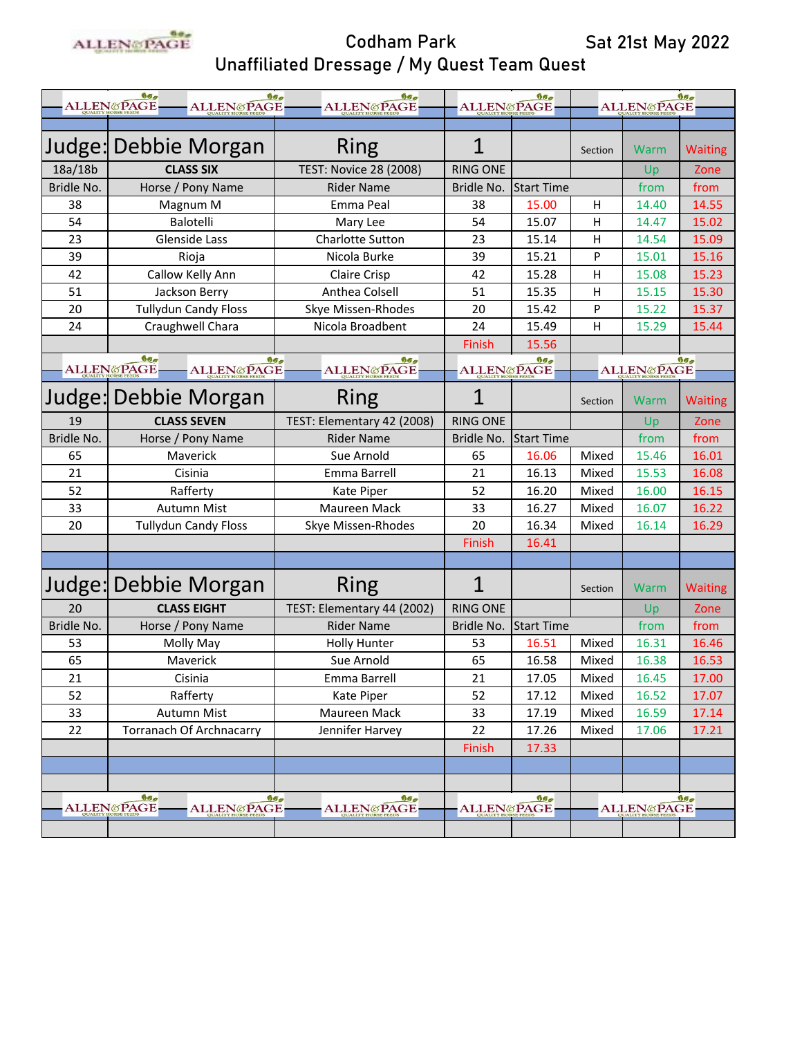# Codham Park

## Sat 21st May 2022

## Unaffiliated Dressage / My Quest Team Quest

| Judge: | Debbie Morgan | Ring | 1 | | Section | Warm Up from | Waiting Zone from |
|---|---|---|---|---|---|---|---|
| 18a/18b | **CLASS SIX** | TEST: Novice 28 (2008) | RING ONE | | | | |
| Bridle No. | Horse / Pony Name | Rider Name | Bridle No. | Start Time | | | |
| 38 | Magnum M | Emma Peal | 38 | 15.00 | H | 14.40 | 14.55 |
| 54 | Balotelli | Mary Lee | 54 | 15.07 | H | 14.47 | 15.02 |
| 23 | Glenside Lass | Charlotte Sutton | 23 | 15.14 | H | 14.54 | 15.09 |
| 39 | Rioja | Nicola Burke | 39 | 15.21 | P | 15.01 | 15.16 |
| 42 | Callow Kelly Ann | Claire Crisp | 42 | 15.28 | H | 15.08 | 15.23 |
| 51 | Jackson Berry | Anthea Colsell | 51 | 15.35 | H | 15.15 | 15.30 |
| 20 | Tullydun Candy Floss | Skye Missen-Rhodes | 20 | 15.42 | P | 15.22 | 15.37 |
| 24 | Craughwell Chara | Nicola Broadbent | 24 | 15.49 | H | 15.29 | 15.44 |
| | | | Finish | 15.56 | | | |

| Judge: | Debbie Morgan | Ring | 1 | | Section | Warm Up from | Waiting Zone from |
|---|---|---|---|---|---|---|---|
| 19 | **CLASS SEVEN** | TEST: Elementary 42 (2008) | RING ONE | | | | |
| Bridle No. | Horse / Pony Name | Rider Name | Bridle No. | Start Time | | | |
| 65 | Maverick | Sue Arnold | 65 | 16.06 | Mixed | 15.46 | 16.01 |
| 21 | Cisinia | Emma Barrell | 21 | 16.13 | Mixed | 15.53 | 16.08 |
| 52 | Rafferty | Kate Piper | 52 | 16.20 | Mixed | 16.00 | 16.15 |
| 33 | Autumn Mist | Maureen Mack | 33 | 16.27 | Mixed | 16.07 | 16.22 |
| 20 | Tullydun Candy Floss | Skye Missen-Rhodes | 20 | 16.34 | Mixed | 16.14 | 16.29 |
| | | | Finish | 16.41 | | | |

| Judge: | Debbie Morgan | Ring | 1 | | Section | Warm Up from | Waiting Zone from |
|---|---|---|---|---|---|---|---|
| 20 | **CLASS EIGHT** | TEST: Elementary 44 (2002) | RING ONE | | | | |
| Bridle No. | Horse / Pony Name | Rider Name | Bridle No. | Start Time | | | |
| 53 | Molly May | Holly Hunter | 53 | 16.51 | Mixed | 16.31 | 16.46 |
| 65 | Maverick | Sue Arnold | 65 | 16.58 | Mixed | 16.38 | 16.53 |
| 21 | Cisinia | Emma Barrell | 21 | 17.05 | Mixed | 16.45 | 17.00 |
| 52 | Rafferty | Kate Piper | 52 | 17.12 | Mixed | 16.52 | 17.07 |
| 33 | Autumn Mist | Maureen Mack | 33 | 17.19 | Mixed | 16.59 | 17.14 |
| 22 | Torranach Of Archnacarry | Jennifer Harvey | 22 | 17.26 | Mixed | 17.06 | 17.21 |
| | | | Finish | 17.33 | | | |